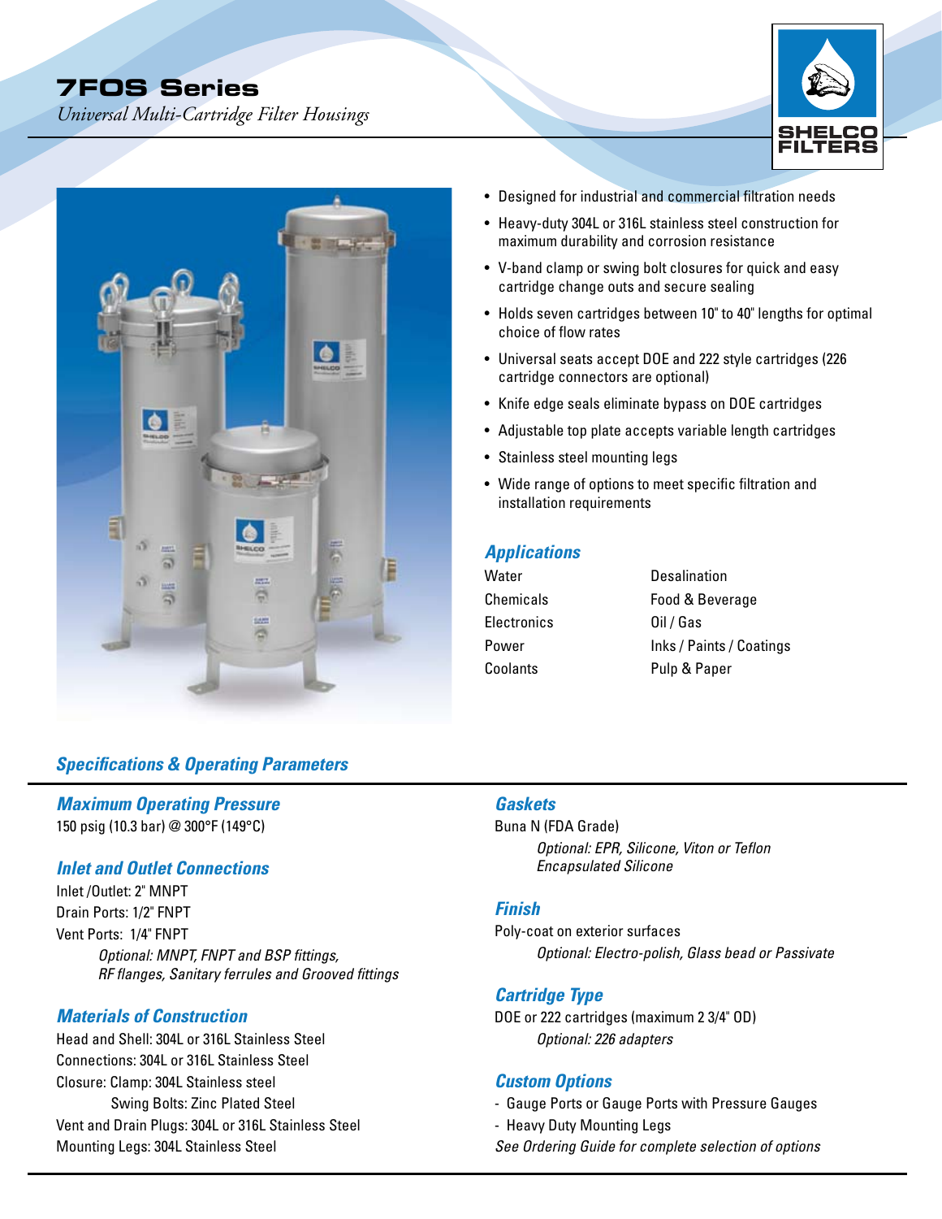# 7FOS Series

*Universal Multi-Cartridge Filter Housings*

SHELCO FILTERS

- Designed for industrial and commercial filtration needs
- Heavy-duty 304L or 316L stainless steel construction for maximum durability and corrosion resistance
- V-band clamp or swing bolt closures for quick and easy cartridge change outs and secure sealing
- Holds seven cartridges between 10" to 40" lengths for optimal choice of flow rates
- Universal seats accept DOE and 222 style cartridges (226 cartridge connectors are optional)
- Knife edge seals eliminate bypass on DOE cartridges
- Adjustable top plate accepts variable length cartridges
- Stainless steel mounting legs
- Wide range of options to meet specific filtration and installation requirements

## Applications

| | |
|---|---|
| Water | Desalination |
| Chemicals | Food & Beverage |
| Electronics | Oil / Gas |
| Power | Inks / Paints / Coatings |
| Coolants | Pulp & Paper |

## Specifications & Operating Parameters

### Maximum Operating Pressure

150 psig (10.3 bar) @ 300°F (149°C)

### Inlet and Outlet Connections

Inlet /Outlet: 2" MNPT
Drain Ports: 1/2" FNPT
Vent Ports: 1/4" FNPT

*Optional: MNPT, FNPT and BSP fittings, RF flanges, Sanitary ferrules and Grooved fittings*

### Materials of Construction

Head and Shell: 304L or 316L Stainless Steel
Connections: 304L or 316L Stainless Steel
Closure: Clamp: 304L Stainless steel
Swing Bolts: Zinc Plated Steel
Vent and Drain Plugs: 304L or 316L Stainless Steel
Mounting Legs: 304L Stainless Steel

### Gaskets

Buna N (FDA Grade)

*Optional: EPR, Silicone, Viton or Teflon Encapsulated Silicone*

### Finish

Poly-coat on exterior surfaces

*Optional: Electro-polish, Glass bead or Passivate*

### Cartridge Type

DOE or 222 cartridges (maximum 2 3/4" OD)

*Optional: 226 adapters*

### Custom Options

- Gauge Ports or Gauge Ports with Pressure Gauges
- Heavy Duty Mounting Legs

*See Ordering Guide for complete selection of options*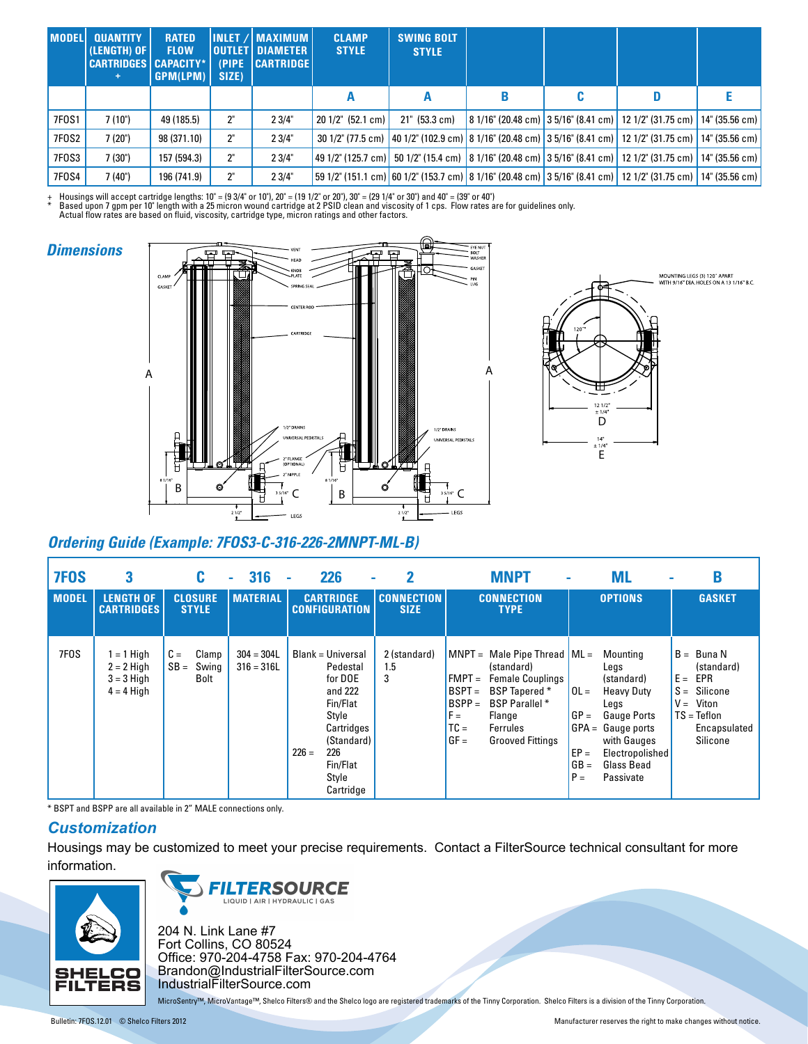| MODEL | QUANTITY (LENGTH) OF CARTRIDGES + | RATED FLOW CAPACITY* GPM(LPM) | INLET / OUTLET (PIPE SIZE) | MAXIMUM DIAMETER CARTRIDGE | CLAMP STYLE | SWING BOLT STYLE | | | | |
|---|---|---|---|---|---|---|---|---|---|---|
| | | | | | A | A | B | C | D | E |
| 7FOS1 | 7 (10") | 49 (185.5) | 2" | 2 3/4" | 20 1/2" (52.1 cm) | 21" (53.3 cm) | 8 1/16" (20.48 cm) | 3 5/16" (8.41 cm) | 12 1/2" (31.75 cm) | 14" (35.56 cm) |
| 7FOS2 | 7 (20") | 98 (371.10) | 2" | 2 3/4" | 30 1/2" (77.5 cm) | 40 1/2" (102.9 cm) | 8 1/16" (20.48 cm) | 3 5/16" (8.41 cm) | 12 1/2" (31.75 cm) | 14" (35.56 cm) |
| 7FOS3 | 7 (30") | 157 (594.3) | 2" | 2 3/4" | 49 1/2" (125.7 cm) | 50 1/2" (15.4 cm) | 8 1/16" (20.48 cm) | 3 5/16" (8.41 cm) | 12 1/2" (31.75 cm) | 14" (35.56 cm) |
| 7FOS4 | 7 (40") | 196 (741.9) | 2" | 2 3/4" | 59 1/2" (151.1 cm) | 60 1/2" (153.7 cm) | 8 1/16" (20.48 cm) | 3 5/16" (8.41 cm) | 12 1/2" (31.75 cm) | 14" (35.56 cm) |

+ Housings will accept cartridge lengths: 10" = (9 3/4" or 10"), 20" = (19 1/2" or 20"), 30" = (29 1/4" or 30") and 40" = (39" or 40")
* Based upon 7 gpm per 10" length with a 25 micron wound cartridge at 2 PSID clean and viscosity of 1 cps. Flow rates are for guidelines only. Actual flow rates are based on fluid, viscosity, cartridge type, micron ratings and other factors.

## *Dimensions*

VENT
HEAD
KNOB
PLATE
CLAMP
GASKET
SPRING SEAL
CENTER ROD
CARTRIDGE
EYE NUT
BOLT
WASHER
GASKET
PIN
LUG
A
A
1/2" DRAINS
UNIVERSAL PEDESTALS
2" FLANGE (OPTIONAL)
2" NIPPLE
8 1/16"
B
3 5/16"
C
2 1/2"
LEGS
MOUNTING LEGS (3) 120° APART WITH 9/16" DIA. HOLES ON A 13 1/16" B.C.
120°
12 1/2" ± 1/4"
D
14" ± 1/4"
E

## *Ordering Guide (Example: 7FOS3-C-316-226-2MNPT-ML-B)*

| 7FOS | 3 | C | - 316 - | 226 - | 2 | MNPT - | ML - | B |
|---|---|---|---|---|---|---|---|---|
| **MODEL** | **LENGTH OF CARTRIDGES** | **CLOSURE STYLE** | **MATERIAL** | **CARTRIDGE CONFIGURATION** | **CONNECTION SIZE** | **CONNECTION TYPE** | **OPTIONS** | **GASKET** |
| 7FOS | 1 = 1 High<br>2 = 2 High<br>3 = 3 High<br>4 = 4 High | C = Clamp<br>SB = Swing Bolt | 304 = 304L<br>316 = 316L | Blank = Universal Pedestal for DOE and 222 Fin/Flat Style Cartridges (Standard)<br>226 = 226 Fin/Flat Style Cartridge | 2 (standard)<br>1.5<br>3 | MNPT = Male Pipe Thread (standard)<br>FMPT = Female Couplings<br>BSPT = BSP Tapered *<br>BSPP = BSP Parallel *<br>F = Flange<br>TC = Ferrules<br>GF = Grooved Fittings | ML = Mounting Legs (standard)<br>OL = Heavy Duty Legs<br>GP = Gauge Ports<br>GPA = Gauge ports with Gauges<br>EP = Electropolished<br>GB = Glass Bead<br>P = Passivate | B = Buna N (standard)<br>E = EPR<br>S = Silicone<br>V = Viton<br>TS = Teflon Encapsulated Silicone |

* BSPT and BSPP are all available in 2" MALE connections only.

## *Customization*

Housings may be customized to meet your precise requirements. Contact a FilterSource technical consultant for more information.

SHELCO FILTERS

FILTERSOURCE
LIQUID | AIR | HYDRAULIC | GAS

204 N. Link Lane #7
Fort Collins, CO 80524
Office: 970-204-4758 Fax: 970-204-4764
Brandon@IndustrialFilterSource.com
IndustrialFilterSource.com

MicroSentry™, MicroVantage™, Shelco Filters® and the Shelco logo are registered trademarks of the Tinny Corporation. Shelco Filters is a division of the Tinny Corporation.

Bulletin: 7FOS.12.01 © Shelco Filters 2012

Manufacturer reserves the right to make changes without notice.